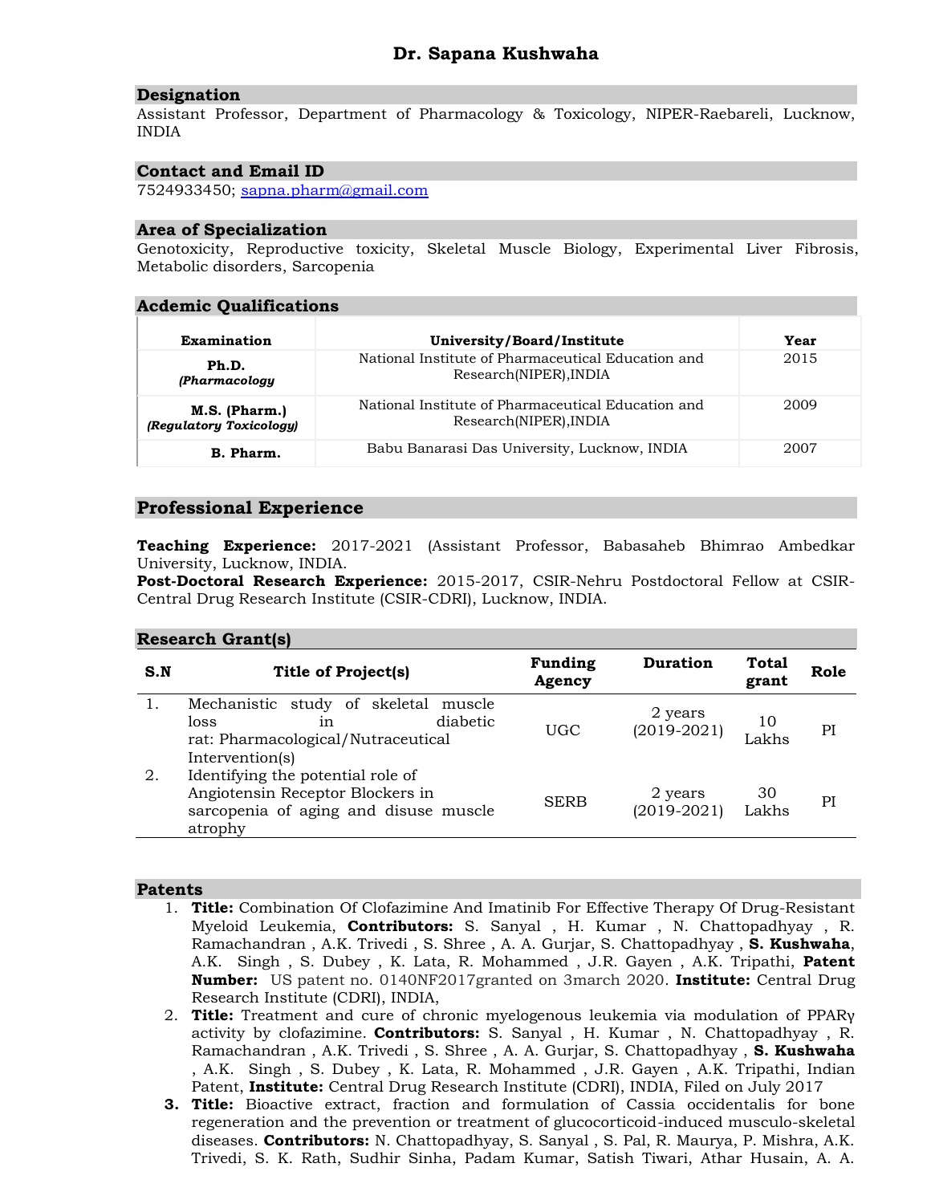# Dr. Sapana Kushwaha

## Designation

Assistant Professor, Department of Pharmacology & Toxicology, NIPER-Raebareli, Lucknow, INDIA

## Contact and Email ID

7524933450; sapna.pharm@gmail.com

## Area of Specialization

Genotoxicity, Reproductive toxicity, Skeletal Muscle Biology, Experimental Liver Fibrosis, Metabolic disorders, Sarcopenia

## Acdemic Qualifications

| Examination | University/Board/Institute | Year |
|---|---|---|
| **Ph.D.** ***(Pharmacology*** | National Institute of Pharmaceutical Education and Research(NIPER),INDIA | 2015 |
| **M.S. (Pharm.)** ***(Regulatory Toxicology)*** | National Institute of Pharmaceutical Education and Research(NIPER),INDIA | 2009 |
| **B. Pharm.** | Babu Banarasi Das University, Lucknow, INDIA | 2007 |

## Professional Experience

**Teaching Experience:** 2017-2021 (Assistant Professor, Babasaheb Bhimrao Ambedkar University, Lucknow, INDIA.

**Post-Doctoral Research Experience:** 2015-2017, CSIR-Nehru Postdoctoral Fellow at CSIR-Central Drug Research Institute (CSIR-CDRI), Lucknow, INDIA.

## Research Grant(s)

| S.N | Title of Project(s) | Funding Agency | Duration | Total grant | Role |
|---|---|---|---|---|---|
| 1. | Mechanistic study of skeletal muscle loss in diabetic rat: Pharmacological/Nutraceutical Intervention(s) | UGC | 2 years (2019-2021) | 10 Lakhs | PI |
| 2. | Identifying the potential role of Angiotensin Receptor Blockers in sarcopenia of aging and disuse muscle atrophy | SERB | 2 years (2019-2021) | 30 Lakhs | PI |

## Patents

1. **Title:** Combination Of Clofazimine And Imatinib For Effective Therapy Of Drug-Resistant Myeloid Leukemia, **Contributors:** S. Sanyal , H. Kumar , N. Chattopadhyay , R. Ramachandran , A.K. Trivedi , S. Shree , A. A. Gurjar, S. Chattopadhyay , **S. Kushwaha**, A.K. Singh , S. Dubey , K. Lata, R. Mohammed , J.R. Gayen , A.K. Tripathi, **Patent Number:** US patent no. 0140NF2017granted on 3march 2020. **Institute:** Central Drug Research Institute (CDRI), INDIA,
2. **Title:** Treatment and cure of chronic myelogenous leukemia via modulation of PPARγ activity by clofazimine. **Contributors:** S. Sanyal , H. Kumar , N. Chattopadhyay , R. Ramachandran , A.K. Trivedi , S. Shree , A. A. Gurjar, S. Chattopadhyay , **S. Kushwaha** , A.K. Singh , S. Dubey , K. Lata, R. Mohammed , J.R. Gayen , A.K. Tripathi, Indian Patent, **Institute:** Central Drug Research Institute (CDRI), INDIA, Filed on July 2017
3. **Title:** Bioactive extract, fraction and formulation of Cassia occidentalis for bone regeneration and the prevention or treatment of glucocorticoid-induced musculo-skeletal diseases. **Contributors:** N. Chattopadhyay, S. Sanyal , S. Pal, R. Maurya, P. Mishra, A.K. Trivedi, S. K. Rath, Sudhir Sinha, Padam Kumar, Satish Tiwari, Athar Husain, A. A.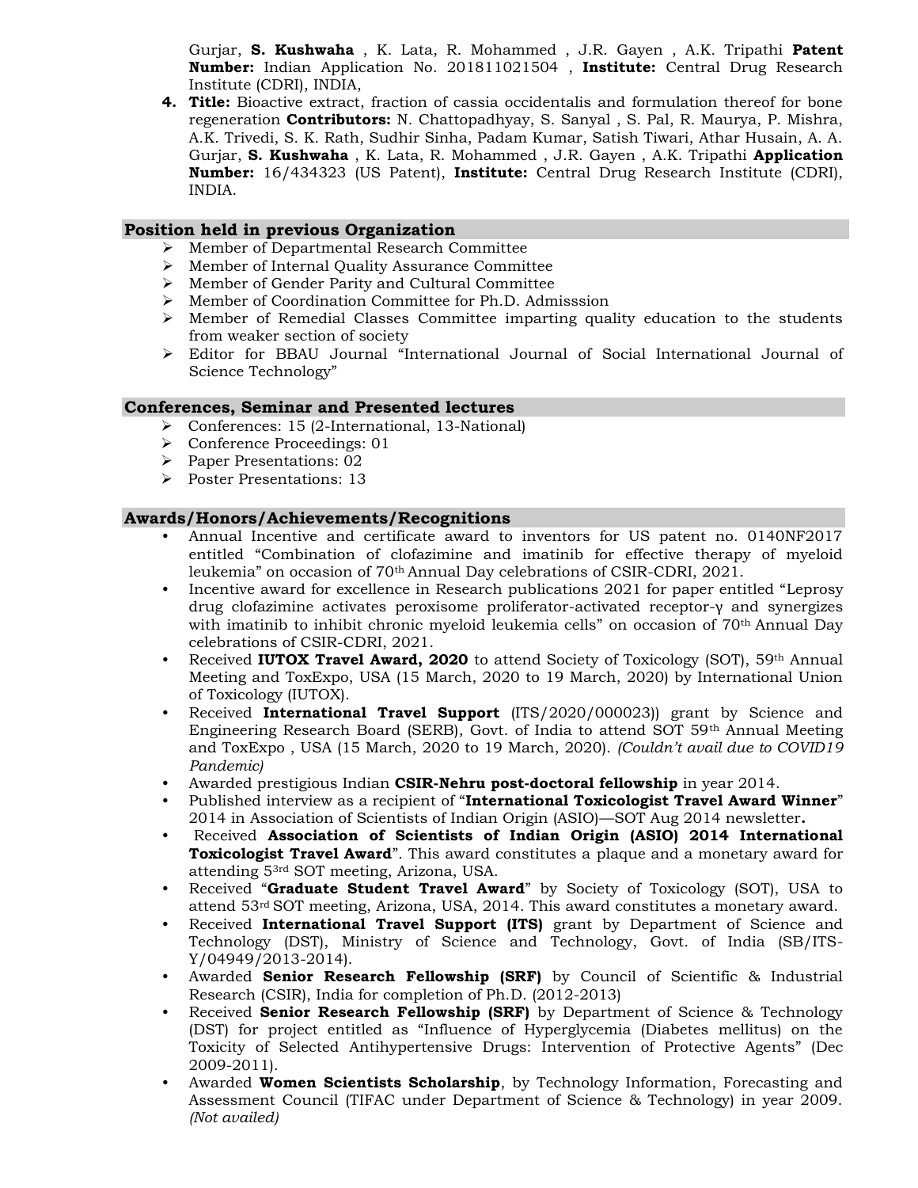Gurjar, **S. Kushwaha** , K. Lata, R. Mohammed , J.R. Gayen , A.K. Tripathi **Patent Number:** Indian Application No. 201811021504 , **Institute:** Central Drug Research Institute (CDRI), INDIA,

4. **Title:** Bioactive extract, fraction of cassia occidentalis and formulation thereof for bone regeneration **Contributors:** N. Chattopadhyay, S. Sanyal , S. Pal, R. Maurya, P. Mishra, A.K. Trivedi, S. K. Rath, Sudhir Sinha, Padam Kumar, Satish Tiwari, Athar Husain, A. A. Gurjar, **S. Kushwaha** , K. Lata, R. Mohammed , J.R. Gayen , A.K. Tripathi **Application Number:** 16/434323 (US Patent), **Institute:** Central Drug Research Institute (CDRI), INDIA.

## Position held in previous Organization

- Member of Departmental Research Committee
- Member of Internal Quality Assurance Committee
- Member of Gender Parity and Cultural Committee
- Member of Coordination Committee for Ph.D. Admisssion
- Member of Remedial Classes Committee imparting quality education to the students from weaker section of society
- Editor for BBAU Journal "International Journal of Social International Journal of Science Technology"

## Conferences, Seminar and Presented lectures

- Conferences: 15 (2-International, 13-National)
- Conference Proceedings: 01
- Paper Presentations: 02
- Poster Presentations: 13

## Awards/Honors/Achievements/Recognitions

- Annual Incentive and certificate award to inventors for US patent no. 0140NF2017 entitled "Combination of clofazimine and imatinib for effective therapy of myeloid leukemia" on occasion of 70th Annual Day celebrations of CSIR-CDRI, 2021.
- Incentive award for excellence in Research publications 2021 for paper entitled "Leprosy drug clofazimine activates peroxisome proliferator-activated receptor-γ and synergizes with imatinib to inhibit chronic myeloid leukemia cells" on occasion of 70th Annual Day celebrations of CSIR-CDRI, 2021.
- Received **IUTOX Travel Award, 2020** to attend Society of Toxicology (SOT), 59th Annual Meeting and ToxExpo, USA (15 March, 2020 to 19 March, 2020) by International Union of Toxicology (IUTOX).
- Received **International Travel Support** (ITS/2020/000023)) grant by Science and Engineering Research Board (SERB), Govt. of India to attend SOT 59th Annual Meeting and ToxExpo , USA (15 March, 2020 to 19 March, 2020). *(Couldn't avail due to COVID19 Pandemic)*
- Awarded prestigious Indian **CSIR-Nehru post-doctoral fellowship** in year 2014.
- Published interview as a recipient of "**International Toxicologist Travel Award Winner**" 2014 in Association of Scientists of Indian Origin (ASIO)—SOT Aug 2014 newsletter**.**
- Received **Association of Scientists of Indian Origin (ASIO) 2014 International Toxicologist Travel Award**". This award constitutes a plaque and a monetary award for attending 53rd SOT meeting, Arizona, USA.
- Received "**Graduate Student Travel Award**" by Society of Toxicology (SOT), USA to attend 53rd SOT meeting, Arizona, USA, 2014. This award constitutes a monetary award.
- Received **International Travel Support (ITS)** grant by Department of Science and Technology (DST), Ministry of Science and Technology, Govt. of India (SB/ITS-Y/04949/2013-2014).
- Awarded **Senior Research Fellowship (SRF)** by Council of Scientific & Industrial Research (CSIR), India for completion of Ph.D. (2012-2013)
- Received **Senior Research Fellowship (SRF)** by Department of Science & Technology (DST) for project entitled as "Influence of Hyperglycemia (Diabetes mellitus) on the Toxicity of Selected Antihypertensive Drugs: Intervention of Protective Agents" (Dec 2009-2011).
- Awarded **Women Scientists Scholarship**, by Technology Information, Forecasting and Assessment Council (TIFAC under Department of Science & Technology) in year 2009. *(Not availed)*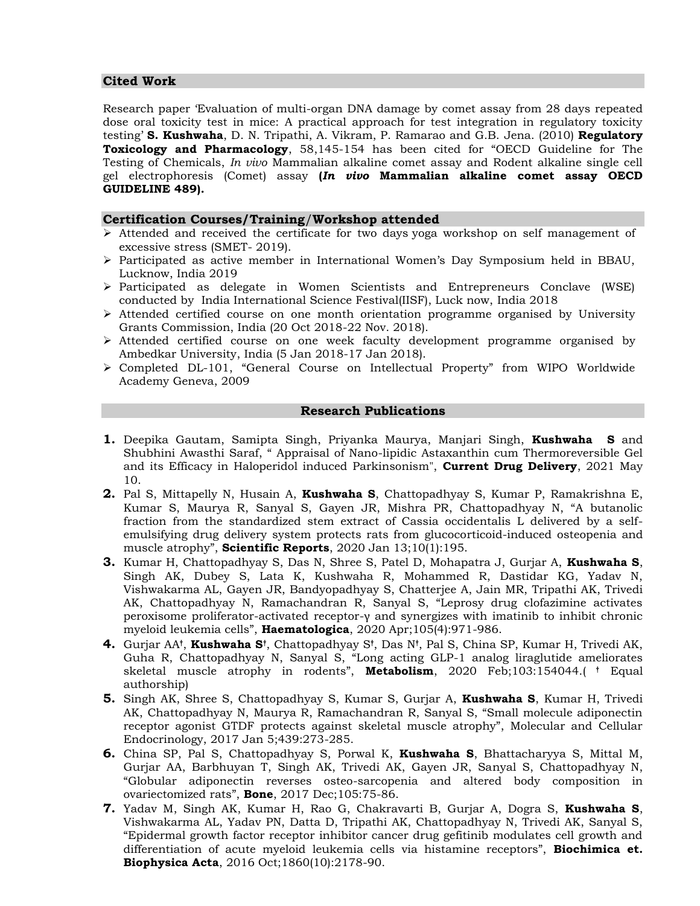## Cited Work

Research paper 'Evaluation of multi-organ DNA damage by comet assay from 28 days repeated dose oral toxicity test in mice: A practical approach for test integration in regulatory toxicity testing' **S. Kushwaha**, D. N. Tripathi, A. Vikram, P. Ramarao and G.B. Jena. (2010) **Regulatory Toxicology and Pharmacology**, 58,145-154 has been cited for "OECD Guideline for The Testing of Chemicals, *In vivo* Mammalian alkaline comet assay and Rodent alkaline single cell gel electrophoresis (Comet) assay **(*In vivo* Mammalian alkaline comet assay OECD GUIDELINE 489).**

## Certification Courses/Training/Workshop attended

- Attended and received the certificate for two days yoga workshop on self management of excessive stress (SMET- 2019).
- Participated as active member in International Women's Day Symposium held in BBAU, Lucknow, India 2019
- Participated as delegate in Women Scientists and Entrepreneurs Conclave (WSE) conducted by India International Science Festival(IISF), Luck now, India 2018
- Attended certified course on one month orientation programme organised by University Grants Commission, India (20 Oct 2018-22 Nov. 2018).
- Attended certified course on one week faculty development programme organised by Ambedkar University, India (5 Jan 2018-17 Jan 2018).
- Completed DL-101, "General Course on Intellectual Property" from WIPO Worldwide Academy Geneva, 2009

## Research Publications

1. Deepika Gautam, Samipta Singh, Priyanka Maurya, Manjari Singh, **Kushwaha S** and Shubhini Awasthi Saraf, " Appraisal of Nano-lipidic Astaxanthin cum Thermoreversible Gel and its Efficacy in Haloperidol induced Parkinsonism", **Current Drug Delivery**, 2021 May 10.
2. Pal S, Mittapelly N, Husain A, **Kushwaha S**, Chattopadhyay S, Kumar P, Ramakrishna E, Kumar S, Maurya R, Sanyal S, Gayen JR, Mishra PR, Chattopadhyay N, "A butanolic fraction from the standardized stem extract of Cassia occidentalis L delivered by a self-emulsifying drug delivery system protects rats from glucocorticoid-induced osteopenia and muscle atrophy", **Scientific Reports**, 2020 Jan 13;10(1):195.
3. Kumar H, Chattopadhyay S, Das N, Shree S, Patel D, Mohapatra J, Gurjar A, **Kushwaha S**, Singh AK, Dubey S, Lata K, Kushwaha R, Mohammed R, Dastidar KG, Yadav N, Vishwakarma AL, Gayen JR, Bandyopadhyay S, Chatterjee A, Jain MR, Tripathi AK, Trivedi AK, Chattopadhyay N, Ramachandran R, Sanyal S, "Leprosy drug clofazimine activates peroxisome proliferator-activated receptor-γ and synergizes with imatinib to inhibit chronic myeloid leukemia cells", **Haematologica**, 2020 Apr;105(4):971-986.
4. Gurjar AA†, **Kushwaha S†**, Chattopadhyay S†, Das N†, Pal S, China SP, Kumar H, Trivedi AK, Guha R, Chattopadhyay N, Sanyal S, "Long acting GLP-1 analog liraglutide ameliorates skeletal muscle atrophy in rodents", **Metabolism**, 2020 Feb;103:154044.( † Equal authorship)
5. Singh AK, Shree S, Chattopadhyay S, Kumar S, Gurjar A, **Kushwaha S**, Kumar H, Trivedi AK, Chattopadhyay N, Maurya R, Ramachandran R, Sanyal S, "Small molecule adiponectin receptor agonist GTDF protects against skeletal muscle atrophy", Molecular and Cellular Endocrinology, 2017 Jan 5;439:273-285.
6. China SP, Pal S, Chattopadhyay S, Porwal K, **Kushwaha S**, Bhattacharyya S, Mittal M, Gurjar AA, Barbhuyan T, Singh AK, Trivedi AK, Gayen JR, Sanyal S, Chattopadhyay N, "Globular adiponectin reverses osteo-sarcopenia and altered body composition in ovariectomized rats", **Bone**, 2017 Dec;105:75-86.
7. Yadav M, Singh AK, Kumar H, Rao G, Chakravarti B, Gurjar A, Dogra S, **Kushwaha S**, Vishwakarma AL, Yadav PN, Datta D, Tripathi AK, Chattopadhyay N, Trivedi AK, Sanyal S, "Epidermal growth factor receptor inhibitor cancer drug gefitinib modulates cell growth and differentiation of acute myeloid leukemia cells via histamine receptors", **Biochimica et. Biophysica Acta**, 2016 Oct;1860(10):2178-90.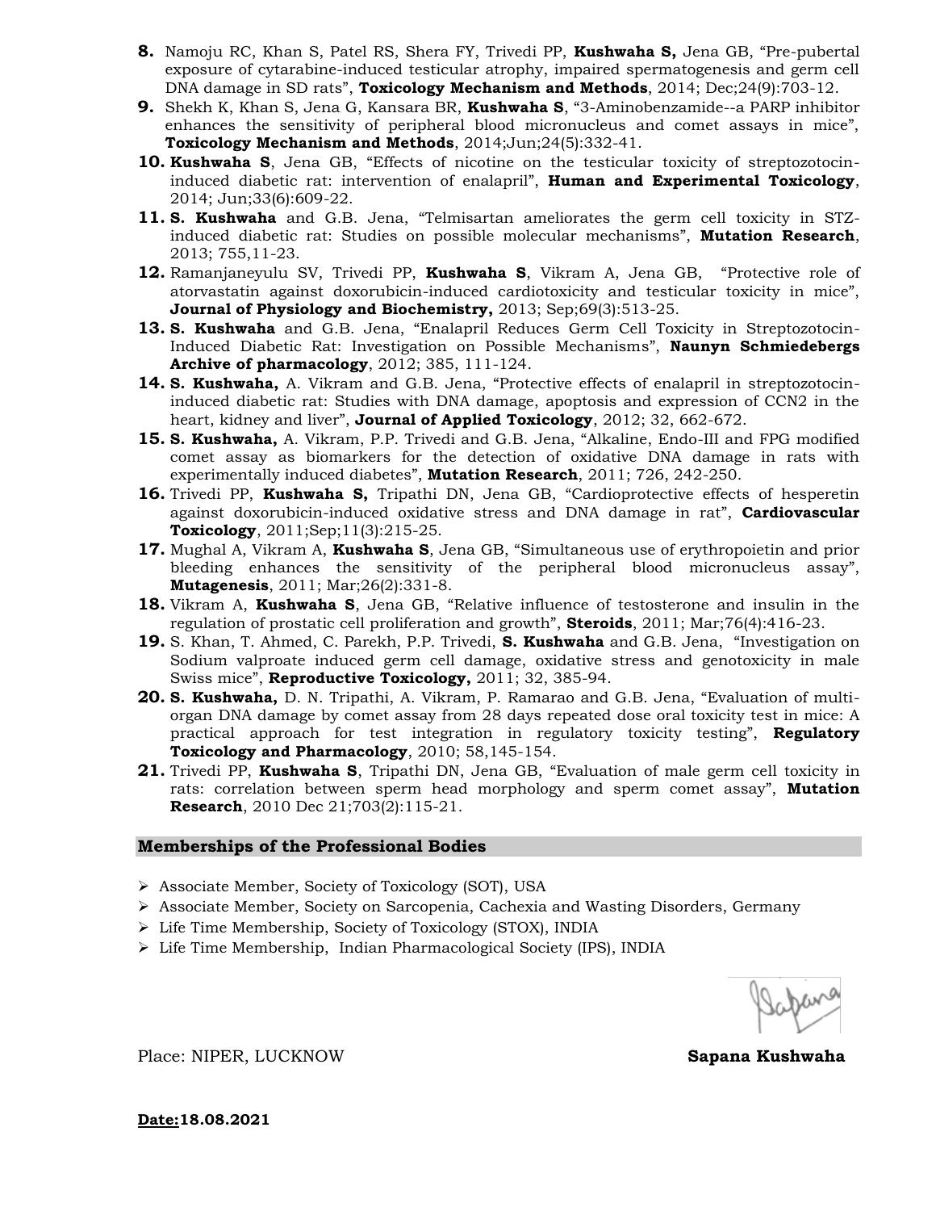8. Namoju RC, Khan S, Patel RS, Shera FY, Trivedi PP, **Kushwaha S,** Jena GB, "Pre-pubertal exposure of cytarabine-induced testicular atrophy, impaired spermatogenesis and germ cell DNA damage in SD rats", **Toxicology Mechanism and Methods**, 2014; Dec;24(9):703-12.
9. Shekh K, Khan S, Jena G, Kansara BR, **Kushwaha S**, "3-Aminobenzamide--a PARP inhibitor enhances the sensitivity of peripheral blood micronucleus and comet assays in mice", **Toxicology Mechanism and Methods**, 2014;Jun;24(5):332-41.
10. **Kushwaha S**, Jena GB, "Effects of nicotine on the testicular toxicity of streptozotocin-induced diabetic rat: intervention of enalapril", **Human and Experimental Toxicology**, 2014; Jun;33(6):609-22.
11. **S. Kushwaha** and G.B. Jena, "Telmisartan ameliorates the germ cell toxicity in STZ-induced diabetic rat: Studies on possible molecular mechanisms", **Mutation Research**, 2013; 755,11-23.
12. Ramanjaneyulu SV, Trivedi PP, **Kushwaha S**, Vikram A, Jena GB, "Protective role of atorvastatin against doxorubicin-induced cardiotoxicity and testicular toxicity in mice", **Journal of Physiology and Biochemistry,** 2013; Sep;69(3):513-25.
13. **S. Kushwaha** and G.B. Jena, "Enalapril Reduces Germ Cell Toxicity in Streptozotocin-Induced Diabetic Rat: Investigation on Possible Mechanisms", **Naunyn Schmiedebergs Archive of pharmacology**, 2012; 385, 111-124.
14. **S. Kushwaha,** A. Vikram and G.B. Jena, "Protective effects of enalapril in streptozotocin-induced diabetic rat: Studies with DNA damage, apoptosis and expression of CCN2 in the heart, kidney and liver", **Journal of Applied Toxicology**, 2012; 32, 662-672.
15. **S. Kushwaha,** A. Vikram, P.P. Trivedi and G.B. Jena, "Alkaline, Endo-III and FPG modified comet assay as biomarkers for the detection of oxidative DNA damage in rats with experimentally induced diabetes", **Mutation Research**, 2011; 726, 242-250.
16. Trivedi PP, **Kushwaha S,** Tripathi DN, Jena GB, "Cardioprotective effects of hesperetin against doxorubicin-induced oxidative stress and DNA damage in rat", **Cardiovascular Toxicology**, 2011;Sep;11(3):215-25.
17. Mughal A, Vikram A, **Kushwaha S**, Jena GB, "Simultaneous use of erythropoietin and prior bleeding enhances the sensitivity of the peripheral blood micronucleus assay", **Mutagenesis**, 2011; Mar;26(2):331-8.
18. Vikram A, **Kushwaha S**, Jena GB, "Relative influence of testosterone and insulin in the regulation of prostatic cell proliferation and growth", **Steroids**, 2011; Mar;76(4):416-23.
19. S. Khan, T. Ahmed, C. Parekh, P.P. Trivedi, **S. Kushwaha** and G.B. Jena, "Investigation on Sodium valproate induced germ cell damage, oxidative stress and genotoxicity in male Swiss mice", **Reproductive Toxicology,** 2011; 32, 385-94.
20. **S. Kushwaha,** D. N. Tripathi, A. Vikram, P. Ramarao and G.B. Jena, "Evaluation of multi-organ DNA damage by comet assay from 28 days repeated dose oral toxicity test in mice: A practical approach for test integration in regulatory toxicity testing", **Regulatory Toxicology and Pharmacology**, 2010; 58,145-154.
21. Trivedi PP, **Kushwaha S**, Tripathi DN, Jena GB, "Evaluation of male germ cell toxicity in rats: correlation between sperm head morphology and sperm comet assay", **Mutation Research**, 2010 Dec 21;703(2):115-21.

## Memberships of the Professional Bodies

- Associate Member, Society of Toxicology (SOT), USA
- Associate Member, Society on Sarcopenia, Cachexia and Wasting Disorders, Germany
- Life Time Membership, Society of Toxicology (STOX), INDIA
- Life Time Membership, Indian Pharmacological Society (IPS), INDIA

Place: NIPER, LUCKNOW **Sapana Kushwaha**

**Date:18.08.2021**